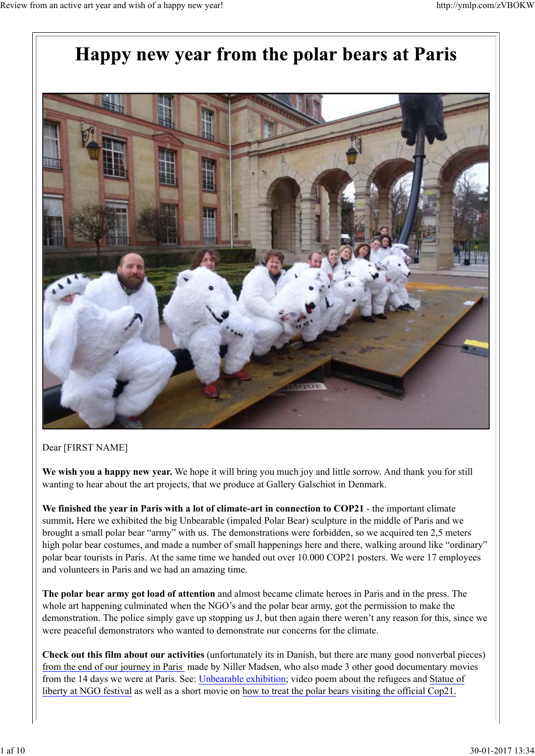# Happy new year from the polar bears at Paris

Dear [FIRST NAME]

**We wish you a happy new year.** We hope it will bring you much joy and little sorrow. And thank you for still wanting to hear about the art projects, that we produce at Gallery Galschiot in Denmark.

**We finished the year in Paris with a lot of climate-art in connection to COP21** - the important climate summit**.** Here we exhibited the big Unbearable (impaled Polar Bear) sculpture in the middle of Paris and we brought a small polar bear "army" with us. The demonstrations were forbidden, so we acquired ten 2,5 meters high polar bear costumes, and made a number of small happenings here and there, walking around like "ordinary" polar bear tourists in Paris. At the same time we handed out over 10.000 COP21 posters. We were 17 employees and volunteers in Paris and we had an amazing time.

**The polar bear army got load of attention** and almost became climate heroes in Paris and in the press. The whole art happening culminated when the NGO's and the polar bear army, got the permission to make the demonstration. The police simply gave up stopping us J, but then again there weren't any reason for this, since we were peaceful demonstrators who wanted to demonstrate our concerns for the climate.

**Check out this film about our activities** (unfortunately its in Danish, but there are many good nonverbal pieces) from the end of our journey in Paris made by Niller Madsen, who also made 3 other good documentary movies from the 14 days we were at Paris. See: Unbearable exhibition; video poem about the refugees and Statue of liberty at NGO festival as well as a short movie on how to treat the polar bears visiting the official Cop21.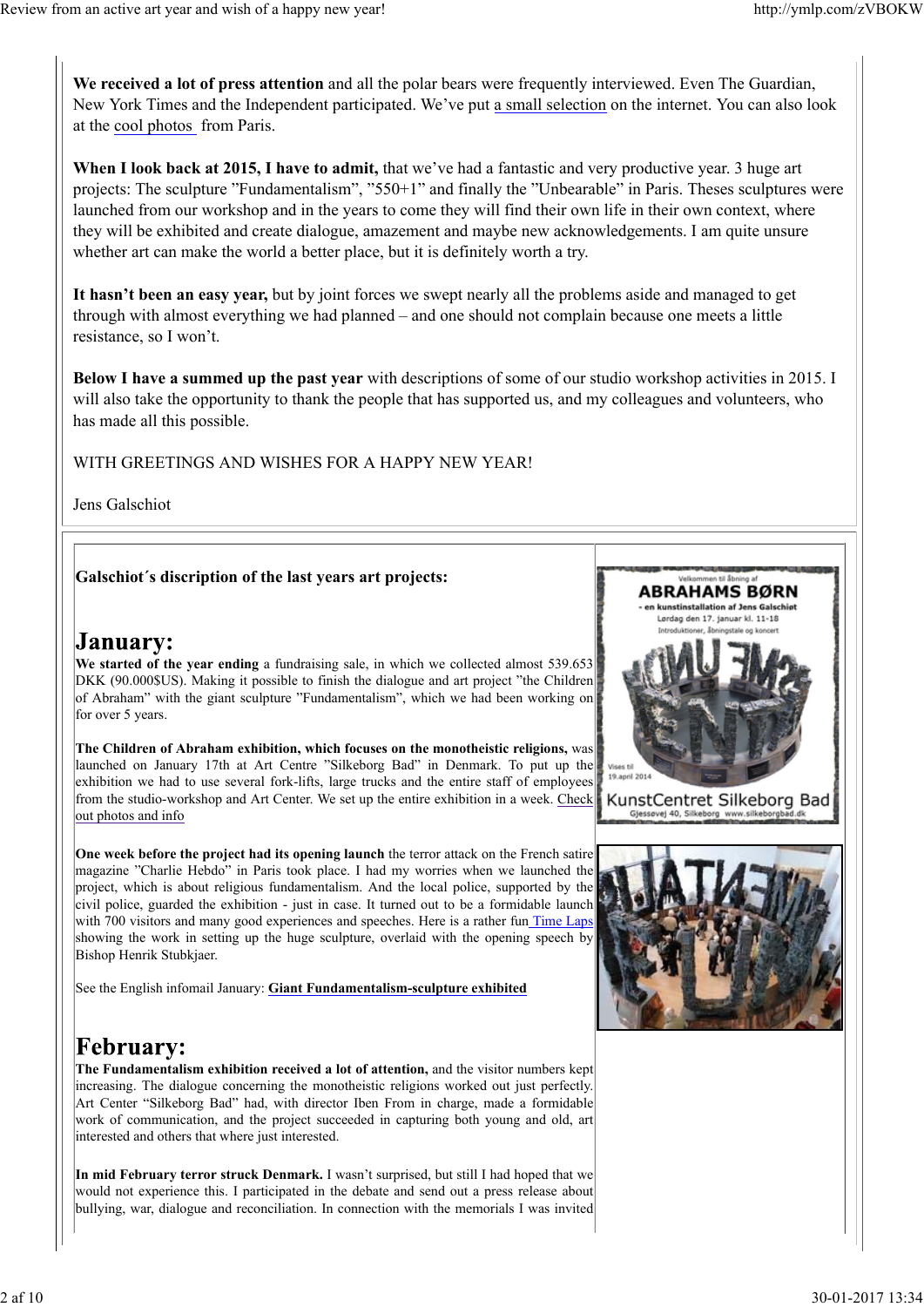**We received a lot of press attention** and all the polar bears were frequently interviewed. Even The Guardian, New York Times and the Independent participated. We've put a small selection on the internet. You can also look at the cool photos from Paris.

**When I look back at 2015, I have to admit,** that we've had a fantastic and very productive year. 3 huge art projects: The sculpture "Fundamentalism", "550+1" and finally the "Unbearable" in Paris. Theses sculptures were launched from our workshop and in the years to come they will find their own life in their own context, where they will be exhibited and create dialogue, amazement and maybe new acknowledgements. I am quite unsure whether art can make the world a better place, but it is definitely worth a try.

**It hasn't been an easy year,** but by joint forces we swept nearly all the problems aside and managed to get through with almost everything we had planned – and one should not complain because one meets a little resistance, so I won't.

**Below I have a summed up the past year** with descriptions of some of our studio workshop activities in 2015. I will also take the opportunity to thank the people that has supported us, and my colleagues and volunteers, who has made all this possible.

WITH GREETINGS AND WISHES FOR A HAPPY NEW YEAR!

Jens Galschiot

**Galschiot´s discription of the last years art projects:**

# January:

**We started of the year ending** a fundraising sale, in which we collected almost 539.653 DKK (90.000$US). Making it possible to finish the dialogue and art project "the Children of Abraham" with the giant sculpture "Fundamentalism", which we had been working on for over 5 years.

**The Children of Abraham exhibition, which focuses on the monotheistic religions,** was launched on January 17th at Art Centre "Silkeborg Bad" in Denmark. To put up the exhibition we had to use several fork-lifts, large trucks and the entire staff of employees from the studio-workshop and Art Center. We set up the entire exhibition in a week. Check out photos and info

**One week before the project had its opening launch** the terror attack on the French satire magazine "Charlie Hebdo" in Paris took place. I had my worries when we launched the project, which is about religious fundamentalism. And the local police, supported by the civil police, guarded the exhibition - just in case. It turned out to be a formidable launch with 700 visitors and many good experiences and speeches. Here is a rather fun Time Laps showing the work in setting up the huge sculpture, overlaid with the opening speech by Bishop Henrik Stubkjaer.

See the English infomail January: **Giant Fundamentalism-sculpture exhibited**

# February:

**The Fundamentalism exhibition received a lot of attention,** and the visitor numbers kept increasing. The dialogue concerning the monotheistic religions worked out just perfectly. Art Center "Silkeborg Bad" had, with director Iben From in charge, made a formidable work of communication, and the project succeeded in capturing both young and old, art interested and others that where just interested.

**In mid February terror struck Denmark.** I wasn't surprised, but still I had hoped that we would not experience this. I participated in the debate and send out a press release about bullying, war, dialogue and reconciliation. In connection with the memorials I was invited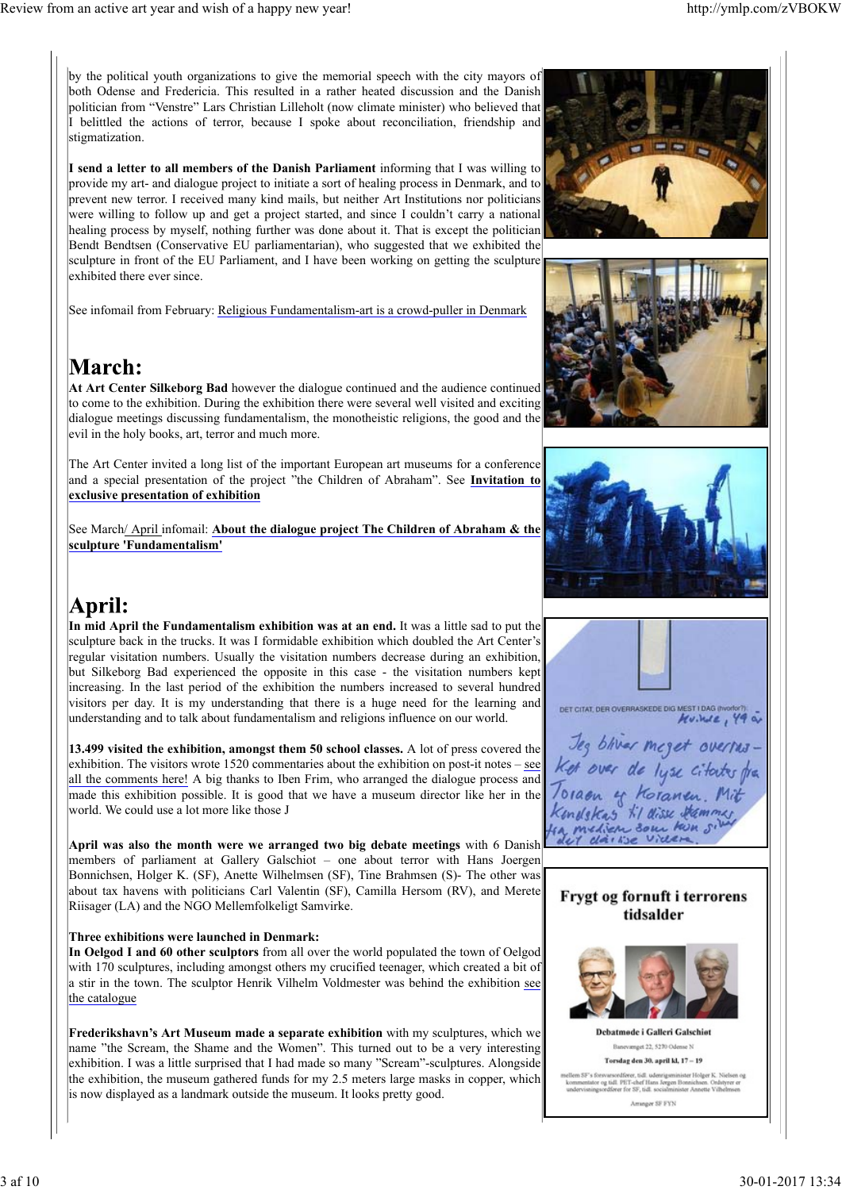by the political youth organizations to give the memorial speech with the city mayors of both Odense and Fredericia. This resulted in a rather heated discussion and the Danish politician from "Venstre" Lars Christian Lilleholt (now climate minister) who believed that I belittled the actions of terror, because I spoke about reconciliation, friendship and stigmatization.

**I send a letter to all members of the Danish Parliament** informing that I was willing to provide my art- and dialogue project to initiate a sort of healing process in Denmark, and to prevent new terror. I received many kind mails, but neither Art Institutions nor politicians were willing to follow up and get a project started, and since I couldn't carry a national healing process by myself, nothing further was done about it. That is except the politician Bendt Bendtsen (Conservative EU parliamentarian), who suggested that we exhibited the sculpture in front of the EU Parliament, and I have been working on getting the sculpture exhibited there ever since.

See infomail from February: Religious Fundamentalism-art is a crowd-puller in Denmark

# March:

**At Art Center Silkeborg Bad** however the dialogue continued and the audience continued to come to the exhibition. During the exhibition there were several well visited and exciting dialogue meetings discussing fundamentalism, the monotheistic religions, the good and the evil in the holy books, art, terror and much more.

The Art Center invited a long list of the important European art museums for a conference and a special presentation of the project "the Children of Abraham". See **Invitation to exclusive presentation of exhibition**

See March/ April infomail: **About the dialogue project The Children of Abraham & the sculpture 'Fundamentalism'**

# April:

**In mid April the Fundamentalism exhibition was at an end.** It was a little sad to put the sculpture back in the trucks. It was I formidable exhibition which doubled the Art Center's regular visitation numbers. Usually the visitation numbers decrease during an exhibition, but Silkeborg Bad experienced the opposite in this case - the visitation numbers kept increasing. In the last period of the exhibition the numbers increased to several hundred visitors per day. It is my understanding that there is a huge need for the learning and understanding and to talk about fundamentalism and religions influence on our world.

**13.499 visited the exhibition, amongst them 50 school classes.** A lot of press covered the exhibition. The visitors wrote 1520 commentaries about the exhibition on post-it notes – see all the comments here! A big thanks to Iben Frim, who arranged the dialogue process and made this exhibition possible. It is good that we have a museum director like her in the world. We could use a lot more like those J

**April was also the month were we arranged two big debate meetings** with 6 Danish members of parliament at Gallery Galschiot – one about terror with Hans Joergen Bonnichsen, Holger K. (SF), Anette Wilhelmsen (SF), Tine Brahmsen (S)- The other was about tax havens with politicians Carl Valentin (SF), Camilla Hersom (RV), and Merete Riisager (LA) and the NGO Mellemfolkeligt Samvirke.

**Three exhibitions were launched in Denmark:**
**In Oelgod I and 60 other sculptors** from all over the world populated the town of Oelgod with 170 sculptures, including amongst others my crucified teenager, which created a bit of a stir in the town. The sculptor Henrik Vilhelm Voldmester was behind the exhibition see the catalogue

**Frederikshavn's Art Museum made a separate exhibition** with my sculptures, which we name "the Scream, the Shame and the Women". This turned out to be a very interesting exhibition. I was a little surprised that I had made so many "Scream"-sculptures. Alongside the exhibition, the museum gathered funds for my 2.5 meters large masks in copper, which is now displayed as a landmark outside the museum. It looks pretty good.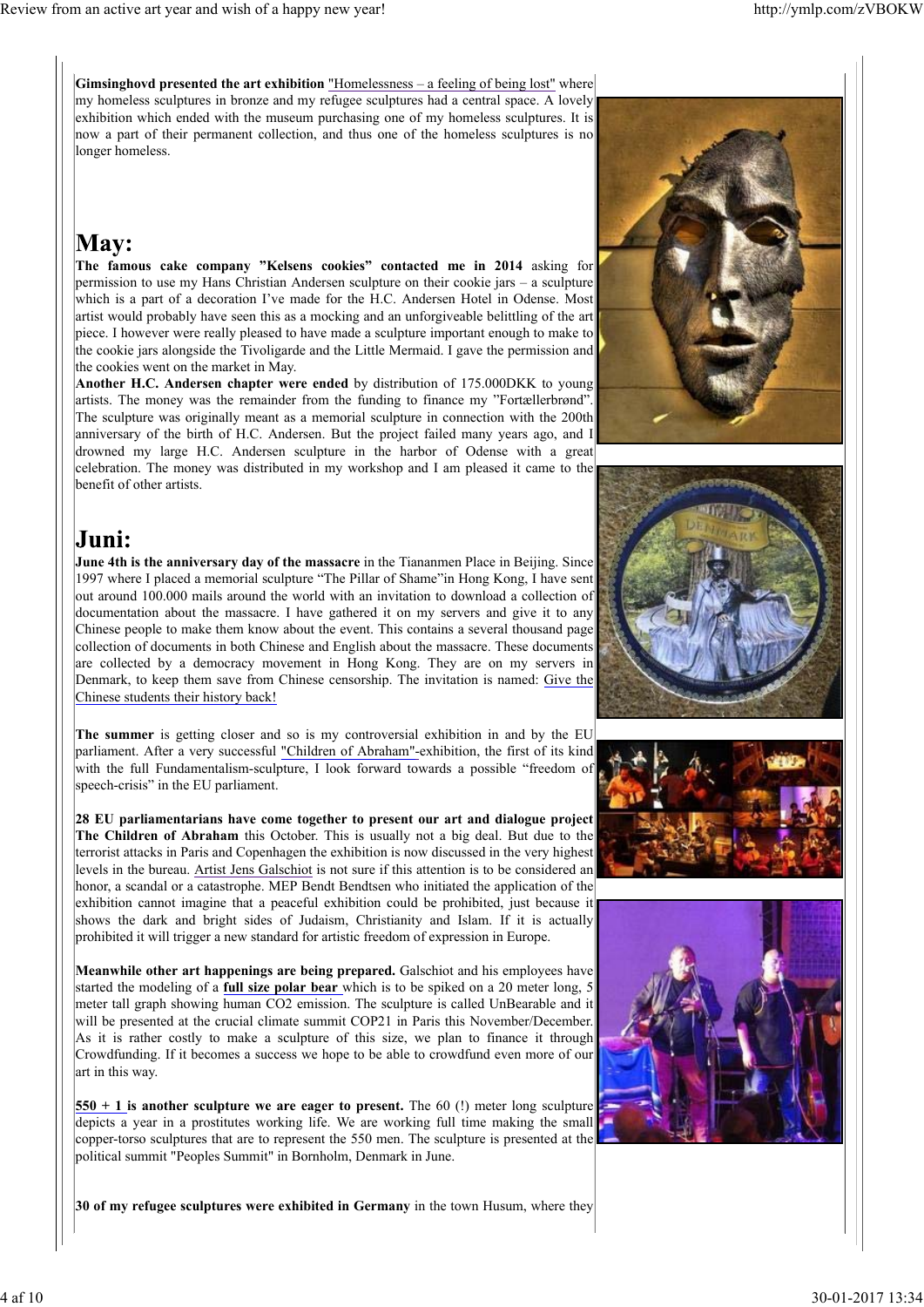**Gimsinghovd presented the art exhibition** "Homelessness – a feeling of being lost" where my homeless sculptures in bronze and my refugee sculptures had a central space. A lovely exhibition which ended with the museum purchasing one of my homeless sculptures. It is now a part of their permanent collection, and thus one of the homeless sculptures is no longer homeless.

# May:

**The famous cake company ”Kelsens cookies” contacted me in 2014** asking for permission to use my Hans Christian Andersen sculpture on their cookie jars – a sculpture which is a part of a decoration I've made for the H.C. Andersen Hotel in Odense. Most artist would probably have seen this as a mocking and an unforgiveable belittling of the art piece. I however were really pleased to have made a sculpture important enough to make to the cookie jars alongside the Tivoligarde and the Little Mermaid. I gave the permission and the cookies went on the market in May.

**Another H.C. Andersen chapter were ended** by distribution of 175.000DKK to young artists. The money was the remainder from the funding to finance my ”Fortællerbrønd”. The sculpture was originally meant as a memorial sculpture in connection with the 200th anniversary of the birth of H.C. Andersen. But the project failed many years ago, and I drowned my large H.C. Andersen sculpture in the harbor of Odense with a great celebration. The money was distributed in my workshop and I am pleased it came to the benefit of other artists.

# Juni:

**June 4th is the anniversary day of the massacre** in the Tiananmen Place in Beijing. Since 1997 where I placed a memorial sculpture “The Pillar of Shame”in Hong Kong, I have sent out around 100.000 mails around the world with an invitation to download a collection of documentation about the massacre. I have gathered it on my servers and give it to any Chinese people to make them know about the event. This contains a several thousand page collection of documents in both Chinese and English about the massacre. These documents are collected by a democracy movement in Hong Kong. They are on my servers in Denmark, to keep them save from Chinese censorship. The invitation is named: Give the Chinese students their history back!

**The summer** is getting closer and so is my controversial exhibition in and by the EU parliament. After a very successful "Children of Abraham"-exhibition, the first of its kind with the full Fundamentalism-sculpture, I look forward towards a possible “freedom of speech-crisis” in the EU parliament.

**28 EU parliamentarians have come together to present our art and dialogue project The Children of Abraham** this October. This is usually not a big deal. But due to the terrorist attacks in Paris and Copenhagen the exhibition is now discussed in the very highest levels in the bureau. Artist Jens Galschiot is not sure if this attention is to be considered an honor, a scandal or a catastrophe. MEP Bendt Bendtsen who initiated the application of the exhibition cannot imagine that a peaceful exhibition could be prohibited, just because it shows the dark and bright sides of Judaism, Christianity and Islam. If it is actually prohibited it will trigger a new standard for artistic freedom of expression in Europe.

**Meanwhile other art happenings are being prepared.** Galschiot and his employees have started the modeling of a **full size polar bear** which is to be spiked on a 20 meter long, 5 meter tall graph showing human CO2 emission. The sculpture is called UnBearable and it will be presented at the crucial climate summit COP21 in Paris this November/December. As it is rather costly to make a sculpture of this size, we plan to finance it through Crowdfunding. If it becomes a success we hope to be able to crowdfund even more of our art in this way.

**550 + 1 is another sculpture we are eager to present.** The 60 (!) meter long sculpture depicts a year in a prostitutes working life. We are working full time making the small copper-torso sculptures that are to represent the 550 men. The sculpture is presented at the political summit "Peoples Summit" in Bornholm, Denmark in June.

**30 of my refugee sculptures were exhibited in Germany** in the town Husum, where they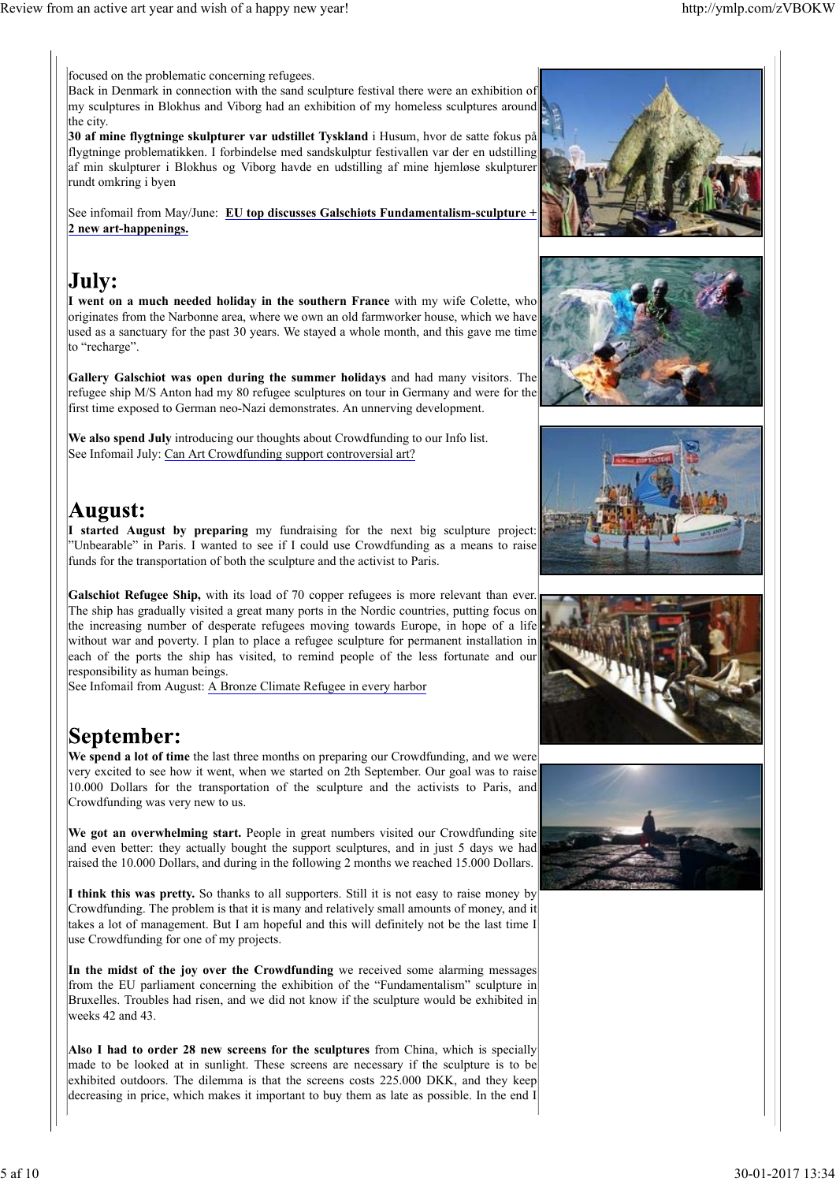focused on the problematic concerning refugees.
Back in Denmark in connection with the sand sculpture festival there were an exhibition of my sculptures in Blokhus and Viborg had an exhibition of my homeless sculptures around the city.

**30 af mine flygtninge skulpturer var udstillet Tyskland** i Husum, hvor de satte fokus på flygtninge problematikken. I forbindelse med sandskulptur festivallen var der en udstilling af min skulpturer i Blokhus og Viborg havde en udstilling af mine hjemløse skulpturer rundt omkring i byen

See infomail from May/June: **EU top discusses Galschiøts Fundamentalism-sculpture + 2 new art-happenings.**

# July:

**I went on a much needed holiday in the southern France** with my wife Colette, who originates from the Narbonne area, where we own an old farmworker house, which we have used as a sanctuary for the past 30 years. We stayed a whole month, and this gave me time to "recharge".

**Gallery Galschiot was open during the summer holidays** and had many visitors. The refugee ship M/S Anton had my 80 refugee sculptures on tour in Germany and were for the first time exposed to German neo-Nazi demonstrates. An unnerving development.

**We also spend July** introducing our thoughts about Crowdfunding to our Info list.
See Infomail July: Can Art Crowdfunding support controversial art?

# August:

**I started August by preparing** my fundraising for the next big sculpture project: "Unbearable" in Paris. I wanted to see if I could use Crowdfunding as a means to raise funds for the transportation of both the sculpture and the activist to Paris.

**Galschiot Refugee Ship,** with its load of 70 copper refugees is more relevant than ever. The ship has gradually visited a great many ports in the Nordic countries, putting focus on the increasing number of desperate refugees moving towards Europe, in hope of a life without war and poverty. I plan to place a refugee sculpture for permanent installation in each of the ports the ship has visited, to remind people of the less fortunate and our responsibility as human beings.
See Infomail from August: A Bronze Climate Refugee in every harbor

# September:

**We spend a lot of time** the last three months on preparing our Crowdfunding, and we were very excited to see how it went, when we started on 2th September. Our goal was to raise 10.000 Dollars for the transportation of the sculpture and the activists to Paris, and Crowdfunding was very new to us.

**We got an overwhelming start.** People in great numbers visited our Crowdfunding site and even better: they actually bought the support sculptures, and in just 5 days we had raised the 10.000 Dollars, and during in the following 2 months we reached 15.000 Dollars.

**I think this was pretty.** So thanks to all supporters. Still it is not easy to raise money by Crowdfunding. The problem is that it is many and relatively small amounts of money, and it takes a lot of management. But I am hopeful and this will definitely not be the last time I use Crowdfunding for one of my projects.

**In the midst of the joy over the Crowdfunding** we received some alarming messages from the EU parliament concerning the exhibition of the "Fundamentalism" sculpture in Bruxelles. Troubles had risen, and we did not know if the sculpture would be exhibited in weeks 42 and 43.

**Also I had to order 28 new screens for the sculptures** from China, which is specially made to be looked at in sunlight. These screens are necessary if the sculpture is to be exhibited outdoors. The dilemma is that the screens costs 225.000 DKK, and they keep decreasing in price, which makes it important to buy them as late as possible. In the end I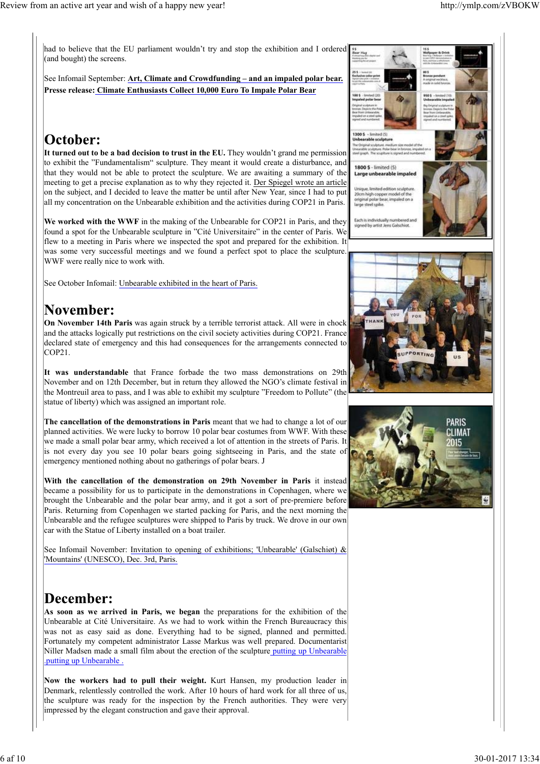had to believe that the EU parliament wouldn't try and stop the exhibition and I ordered (and bought) the screens.

See Infomail September: **Art, Climate and Crowdfunding – and an impaled polar bear.**
**Presse release: Climate Enthusiasts Collect 10,000 Euro To Impale Polar Bear**

# October:

**It turned out to be a bad decision to trust in the EU.** They wouldn't grand me permission to exhibit the "Fundamentalism" sculpture. They meant it would create a disturbance, and that they would not be able to protect the sculpture. We are awaiting a summary of the meeting to get a precise explanation as to why they rejected it. Der Spiegel wrote an article on the subject, and I decided to leave the matter be until after New Year, since I had to put all my concentration on the Unbearable exhibition and the activities during COP21 in Paris.

**We worked with the WWF** in the making of the Unbearable for COP21 in Paris, and they found a spot for the Unbearable sculpture in "Cité Universitaire" in the center of Paris. We flew to a meeting in Paris where we inspected the spot and prepared for the exhibition. It was some very successful meetings and we found a perfect spot to place the sculpture. WWF were really nice to work with.

See October Infomail: Unbearable exhibited in the heart of Paris.

# November:

**On November 14th Paris** was again struck by a terrible terrorist attack. All were in chock and the attacks logically put restrictions on the civil society activities during COP21. France declared state of emergency and this had consequences for the arrangements connected to COP21.

**It was understandable** that France forbade the two mass demonstrations on 29th November and on 12th December, but in return they allowed the NGO's climate festival in the Montreuil area to pass, and I was able to exhibit my sculpture "Freedom to Pollute" (the statue of liberty) which was assigned an important role.

**The cancellation of the demonstrations in Paris** meant that we had to change a lot of our planned activities. We were lucky to borrow 10 polar bear costumes from WWF. With these we made a small polar bear army, which received a lot of attention in the streets of Paris. It is not every day you see 10 polar bears going sightseeing in Paris, and the state of emergency mentioned nothing about no gatherings of polar bears. J

**With the cancellation of the demonstration on 29th November in Paris** it instead became a possibility for us to participate in the demonstrations in Copenhagen, where we brought the Unbearable and the polar bear army, and it got a sort of pre-premiere before Paris. Returning from Copenhagen we started packing for Paris, and the next morning the Unbearable and the refugee sculptures were shipped to Paris by truck. We drove in our own car with the Statue of Liberty installed on a boat trailer.

See Infomail November: Invitation to opening of exhibitions; 'Unbearable' (Galschiøt) & 'Mountains' (UNESCO), Dec. 3rd, Paris.

# December:

**As soon as we arrived in Paris, we began** the preparations for the exhibition of the Unbearable at Cité Universitaire. As we had to work within the French Bureaucracy this was not as easy said as done. Everything had to be signed, planned and permitted. Fortunately my competent administrator Lasse Markus was well prepared. Documentarist Niller Madsen made a small film about the erection of the sculpture putting up Unbearable .putting up Unbearable .

**Now the workers had to pull their weight.** Kurt Hansen, my production leader in Denmark, relentlessly controlled the work. After 10 hours of hard work for all three of us, the sculpture was ready for the inspection by the French authorities. They were very impressed by the elegant construction and gave their approval.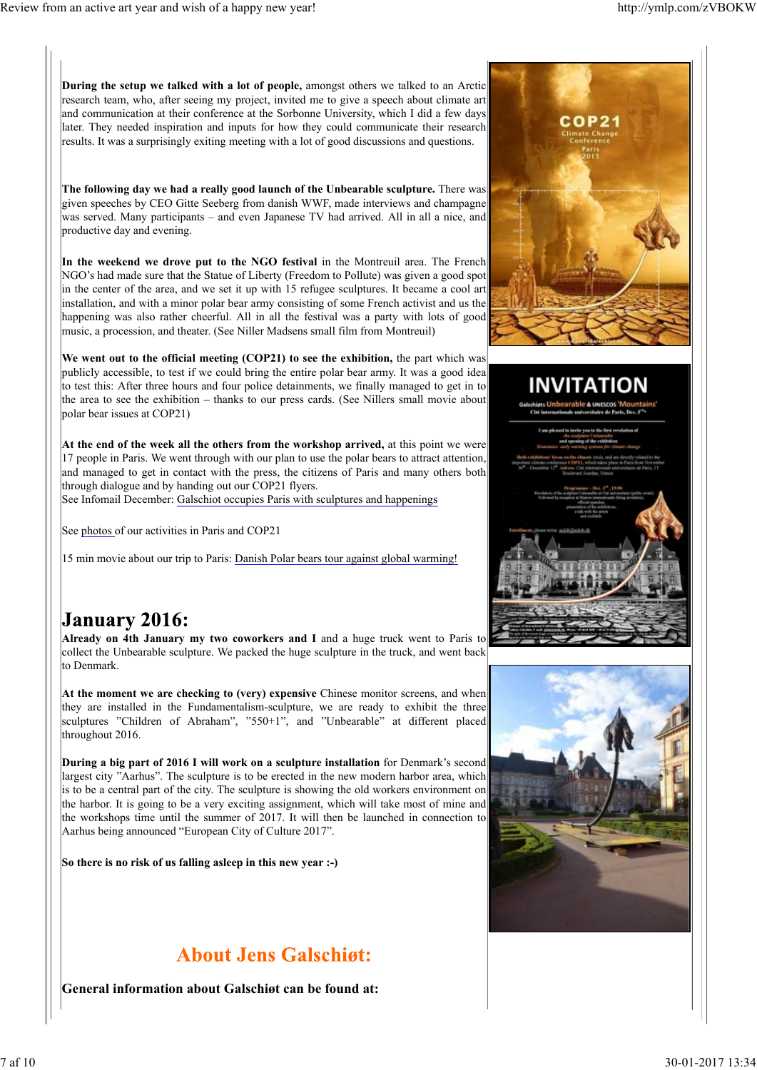**During the setup we talked with a lot of people,** amongst others we talked to an Arctic research team, who, after seeing my project, invited me to give a speech about climate art and communication at their conference at the Sorbonne University, which I did a few days later. They needed inspiration and inputs for how they could communicate their research results. It was a surprisingly exiting meeting with a lot of good discussions and questions.

**The following day we had a really good launch of the Unbearable sculpture.** There was given speeches by CEO Gitte Seeberg from danish WWF, made interviews and champagne was served. Many participants – and even Japanese TV had arrived. All in all a nice, and productive day and evening.

**In the weekend we drove put to the NGO festival** in the Montreuil area. The French NGO's had made sure that the Statue of Liberty (Freedom to Pollute) was given a good spot in the center of the area, and we set it up with 15 refugee sculptures. It became a cool art installation, and with a minor polar bear army consisting of some French activist and us the happening was also rather cheerful. All in all the festival was a party with lots of good music, a procession, and theater. (See Niller Madsens small film from Montreuil)

**We went out to the official meeting (COP21) to see the exhibition,** the part which was publicly accessible, to test if we could bring the entire polar bear army. It was a good idea to test this: After three hours and four police detainments, we finally managed to get in to the area to see the exhibition – thanks to our press cards. (See Nillers small movie about polar bear issues at COP21)

**At the end of the week all the others from the workshop arrived,** at this point we were 17 people in Paris. We went through with our plan to use the polar bears to attract attention, and managed to get in contact with the press, the citizens of Paris and many others both through dialogue and by handing out our COP21 flyers.
See Infomail December: Galschiot occupies Paris with sculptures and happenings

See photos of our activities in Paris and COP21

15 min movie about our trip to Paris: Danish Polar bears tour against global warming!

## January 2016:

**Already on 4th January my two coworkers and I** and a huge truck went to Paris to collect the Unbearable sculpture. We packed the huge sculpture in the truck, and went back to Denmark.

**At the moment we are checking to (very) expensive** Chinese monitor screens, and when they are installed in the Fundamentalism-sculpture, we are ready to exhibit the three sculptures "Children of Abraham", "550+1", and "Unbearable" at different placed throughout 2016.

**During a big part of 2016 I will work on a sculpture installation** for Denmark's second largest city "Aarhus". The sculpture is to be erected in the new modern harbor area, which is to be a central part of the city. The sculpture is showing the old workers environment on the harbor. It is going to be a very exciting assignment, which will take most of mine and the workshops time until the summer of 2017. It will then be launched in connection to Aarhus being announced "European City of Culture 2017".

**So there is no risk of us falling asleep in this new year :-)**

## About Jens Galschiøt:

**General information about Galschiøt can be found at:**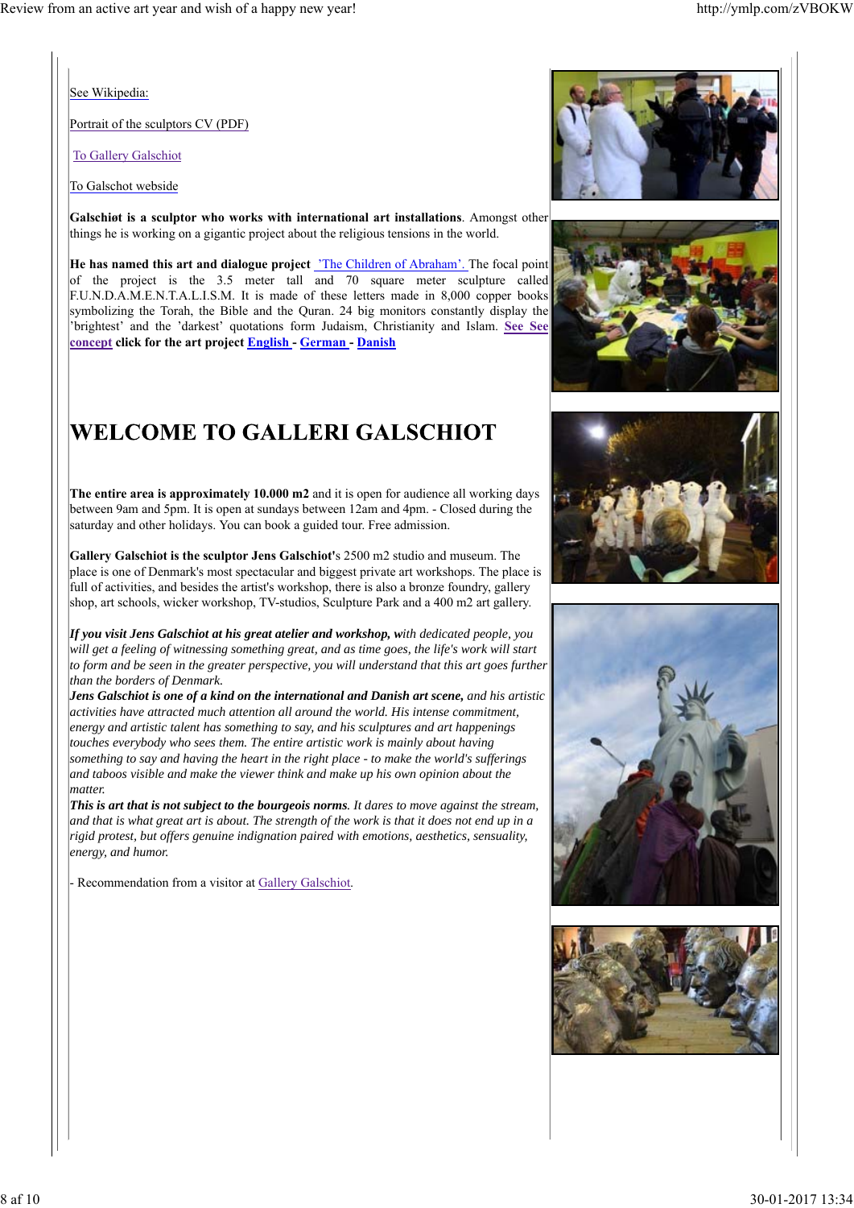See Wikipedia:

Portrait of the sculptors CV (PDF)

To Gallery Galschiot

To Galschot webside

**Galschiøt is a sculptor who works with international art installations**. Amongst other things he is working on a gigantic project about the religious tensions in the world.

**He has named this art and dialogue project** ’The Children of Abraham’. The focal point of the project is the 3.5 meter tall and 70 square meter sculpture called F.U.N.D.A.M.E.N.T.A.L.I.S.M. It is made of these letters made in 8,000 copper books symbolizing the Torah, the Bible and the Quran. 24 big monitors constantly display the ’brightest’ and the ’darkest’ quotations form Judaism, Christianity and Islam. **See See concept click for the art project English - German - Danish**

# WELCOME TO GALLERI GALSCHIOT

**The entire area is approximately 10.000 m2** and it is open for audience all working days between 9am and 5pm. It is open at sundays between 12am and 4pm. - Closed during the saturday and other holidays. You can book a guided tour. Free admission.

**Gallery Galschiot is the sculptor Jens Galschiot'**s 2500 m2 studio and museum. The place is one of Denmark's most spectacular and biggest private art workshops. The place is full of activities, and besides the artist's workshop, there is also a bronze foundry, gallery shop, art schools, wicker workshop, TV-studios, Sculpture Park and a 400 m2 art gallery.

***If you visit Jens Galschiot at his great atelier and workshop, w****ith dedicated people, you will get a feeling of witnessing something great, and as time goes, the life's work will start to form and be seen in the greater perspective, you will understand that this art goes further than the borders of Denmark.*
***Jens Galschiot is one of a kind on the international and Danish art scene,*** *and his artistic activities have attracted much attention all around the world. His intense commitment, energy and artistic talent has something to say, and his sculptures and art happenings touches everybody who sees them. The entire artistic work is mainly about having something to say and having the heart in the right place - to make the world's sufferings and taboos visible and make the viewer think and make up his own opinion about the matter.*
***This is art that is not subject to the bourgeois norms.*** *It dares to move against the stream, and that is what great art is about. The strength of the work is that it does not end up in a rigid protest, but offers genuine indignation paired with emotions, aesthetics, sensuality, energy, and humor.*

- Recommendation from a visitor at Gallery Galschiot.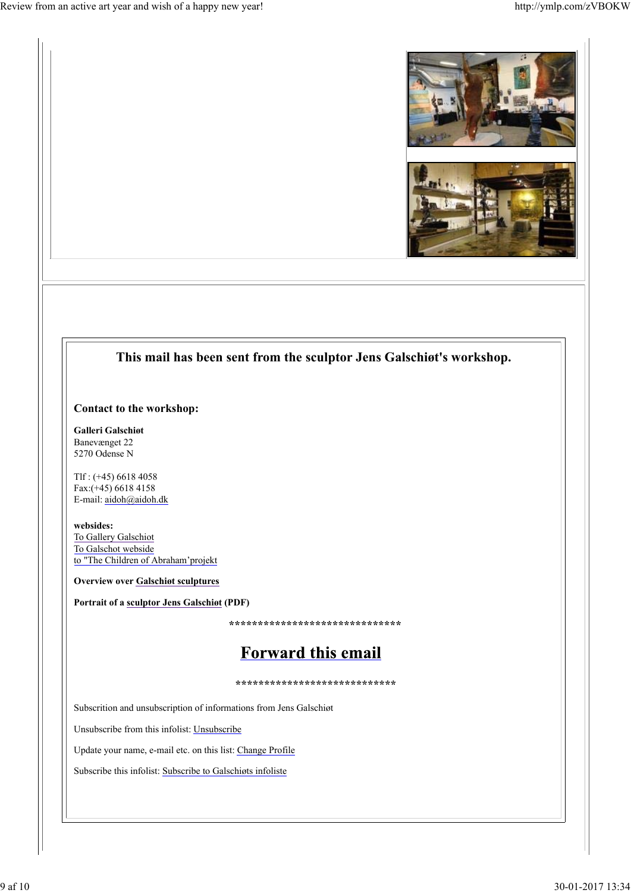**This mail has been sent from the sculptor Jens Galschiøt's workshop.**

**Contact to the workshop:**

**Galleri Galschiøt**
Banevænget 22
5270 Odense N

Tlf : (+45) 6618 4058
Fax:(+45) 6618 4158
E-mail: aidoh@aidoh.dk

**websides:**
To Gallery Galschiot
To Galschot webside
to "The Children of Abraham'projekt

**Overview over Galschiøt sculptures**

**Portrait of a sculptor Jens Galschiøt (PDF)**

*******************************

# Forward this email

****************************

Subscrition and unsubscription of informations from Jens Galschiøt

Unsubscribe from this infolist: Unsubscribe

Update your name, e-mail etc. on this list: Change Profile

Subscribe this infolist: Subscribe to Galschiøts infoliste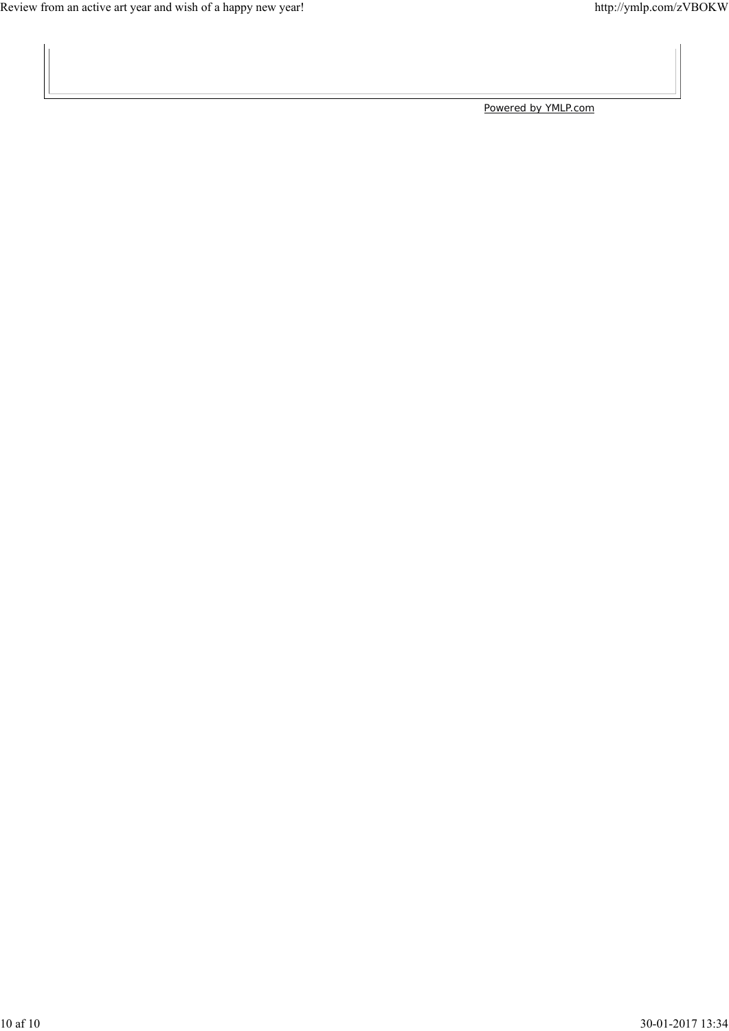Powered by YMLP.com